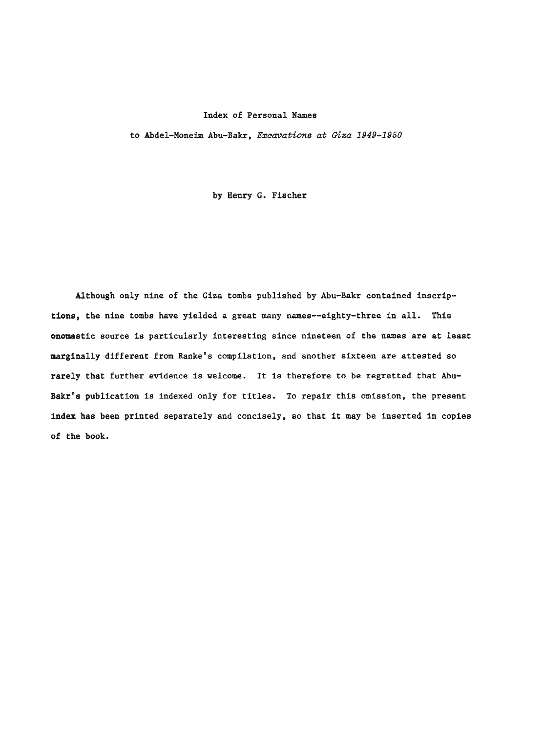# Index of Personal Names

## to Abdel-Moneim Abu-Bakr, *Excavations at Giza 1949-1950*

by Henry G. Fischer

Although only nine of the Giza tombs published by Abu-Bakr contained inscriptions, the nine tombs have yielded a great many names--eighty-three in all. This onomastic source is particularly interesting since nineteen of the names are at least marginally different from Ranke's compilation, and another sixteen are attested so rarely that further evidence is welcome. It is therefore to be regretted that Abu-Bakr's publication is indexed only for titles. To repair this omission, the present index has been printed separately and concisely, so that it may be inserted in copies of the book.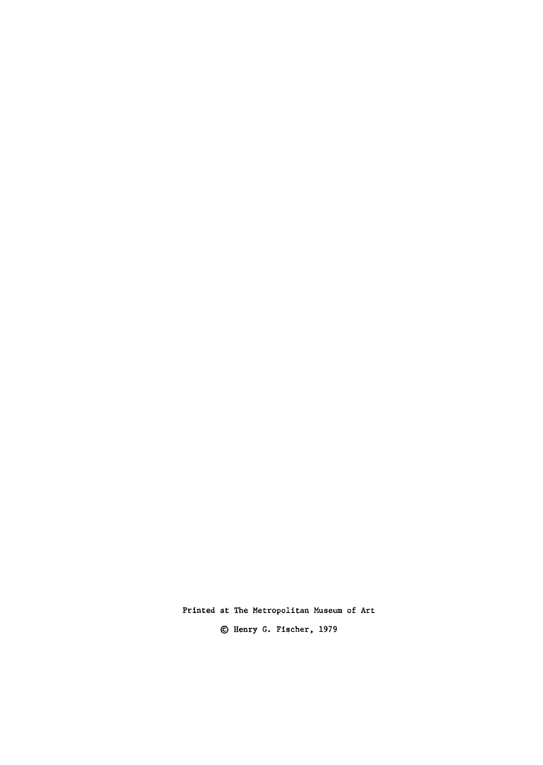Printed at The Metropolitan Museum of Art

© Henry G. Fischer, 1979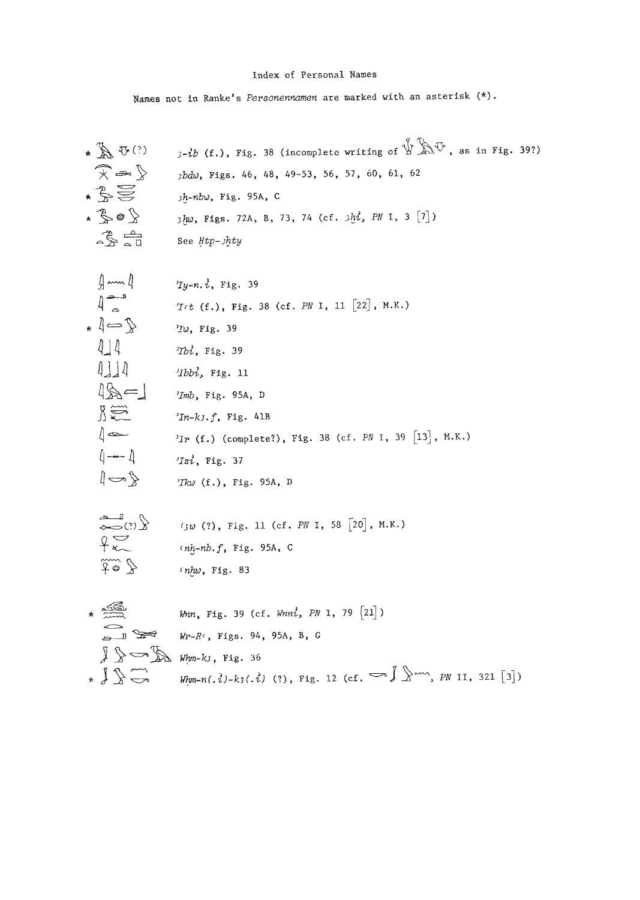# Index of Personal Names

Names not in Ranke's *Personennamen* are marked with an asterisk (*).

* *ȝ-ib* (f.), Fig. 38 (incomplete writing of [hieroglyphs], as in Fig. 39?)
*ȝbdw*, Figs. 46, 48, 49-53, 56, 57, 60, 61, 62
* *ȝḫ-nbw*, Fig. 95A, C
* *ȝḫw*, Figs. 72A, B, 73, 74 (cf. *ȝḫi*, *PN* I, 3 [7])
See *Ḥtp-ȝḫty*

*ʾIy-n.i*, Fig. 39
*ʾIʿt* (f.), Fig. 38 (cf. *PN* I, 11 [22], M.K.)
* *ʾIw*, Fig. 39
*ʾIbi*, Fig. 39
*ʾIbbi*, Fig. 11
*ʾImb*, Fig. 95A, D
*ʾIn-kȝ.f*, Fig. 41B
*ʾIr* (f.) (complete?), Fig. 38 (cf. *PN* I, 39 [13], M.K.)
*ʾIzi*, Fig. 37
*ʾIkw* (f.), Fig. 95A, D

*ʿȝw* (?), Fig. 11 (cf. *PN* I, 58 [20], M.K.)
*ʿnḫ-nb.f*, Fig. 95A, C
*ʿnḫw*, Fig. 83

* *Wnn*, Fig. 39 (cf. *Wnni*, *PN* I, 79 [21])
*Wr-Rʿ*, Figs. 94, 95A, B, G
*Wḥm-kȝ*, Fig. 36
* *Wḥm-n(.i)-kȝ(.i)* (?), Fig. 12 (cf. [hieroglyphs], *PN* II, 321 [3])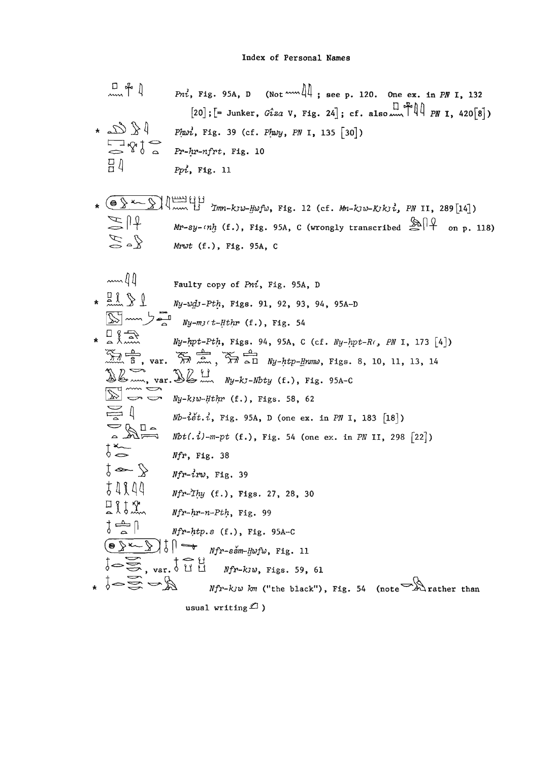# Index of Personal Names

Pni͗, Fig. 95A, D (Not [hieroglyphs]; see p. 120. One ex. in *PN* I, 132 [20]; [= Junker, *Gîza* V, Fig. 24]; cf. also [hieroglyphs] *PN* I, 420[8])

\* *Pḥwi͗*, Fig. 39 (cf. *Pḥwy*, *PN* I, 135 [30])

*Pr-ḥr-nfrt*, Fig. 10

*Ppi͗*, Fig. 11

\* *I͗mn-k3w-Ḫwfw*, Fig. 12 (cf. *Mn-k3w-K3k3i͗*, *PN* II, 289[14])

*Mr-sy-ꜥnḫ* (f.), Fig. 95A, C (wrongly transcribed [hieroglyphs] on p. 118)

*Mrwt* (f.), Fig. 95A, C

Faulty copy of *Pni͗*, Fig. 95A, D

\* *Ny-wḏ3-Ptḥ*, Figs. 91, 92, 93, 94, 95A-D

*Ny-m3ꜥt-Ḥthr* (f.), Fig. 54

\* *Ny-ḥpt-Ptḥ*, Figs. 94, 95A, C (cf. *Ny-ḥpt-Rꜥ*, *PN* I, 173 [4])

[hieroglyphs], var. [hieroglyphs], [hieroglyphs] *Ny-ḥtp-Ḫnmw*, Figs. 8, 10, 11, 13, 14

[hieroglyphs], var. [hieroglyphs] *Ny-k3-Nbty* (f.), Fig. 95A-C

*Ny-k3w-Ḥthr* (f.), Figs. 58, 62

*Nb-i͗št.i͗*, Fig. 95A, D (one ex. in *PN* I, 183 [18])

*Nbt(.i͗)-m-pt* (f.), Fig. 54 (one ex. in *PN* II, 298 [22])

*Nfr*, Fig. 38

*Nfr-i͗rw*, Fig. 39

*Nfr-I͗hy* (f.), Figs. 27, 28, 30

*Nfr-ḥr-n-Ptḥ*, Fig. 99

*Nfr-ḥtp.s* (f.), Fig. 95A-C

*Nfr-sšm-Ḫwfw*, Fig. 11

[hieroglyphs], var. [hieroglyphs] *Nfr-k3w*, Figs. 59, 61

\* *Nfr-k3w km* ("the black"), Fig. 54 (note [hieroglyph] rather than usual writing [hieroglyph])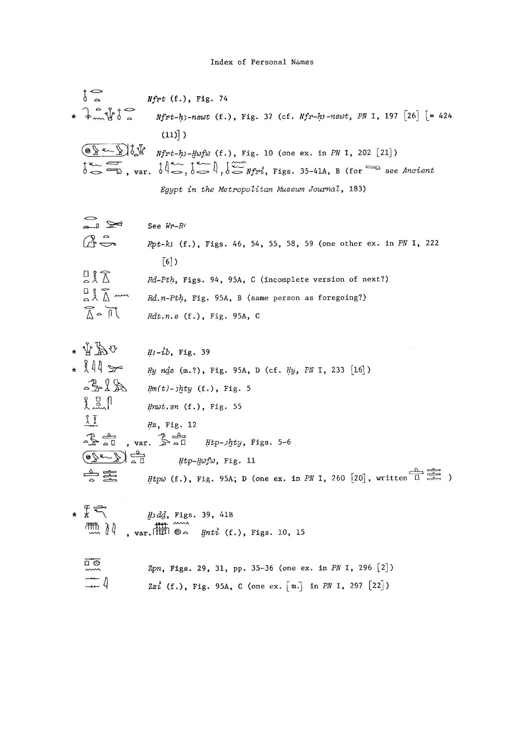## Index of Personal Names

*Nfrt* (f.), Fig. 74

\* *Nfrt-ḥꜣ-nswt* (f.), Fig. 37 (cf. *Nfr-ḥꜣ-nswt*, *PN* I, 197 [26] [= 424 (11)])

*Nfrt-ḥꜣ-Ḫwfw* (f.), Fig. 10 (one ex. in *PN* I, 202 [21])

, var. , , *Nfrì*, Figs. 35-41A, B (for see *Ancient Egypt in the Metropolitan Museum Journal*, 183)

See *Wr-Rꜥ*

*Rpt-kꜣ* (f.), Figs. 46, 54, 55, 58, 59 (one other ex. in *PN* I, 222 [6])

*Rd-Ptḥ*, Figs. 94, 95A, C (incomplete version of next?)

*Rd.n-Ptḥ*, Fig. 95A, B (same person as foregoing?)

*Rdt.n.s* (f.), Fig. 95A, C

\* *Hꜣ-ìb*, Fig. 39

\* *Hy nḏs* (m.?), Fig. 95A, D (cf. *Hy*, *PN* I, 233 [16])

*Ḥm(t)-ꜣḫty* (f.), Fig. 5

*Ḥnwt.sn* (f.), Fig. 55

*Ḥz*, Fig. 12

, var. *Ḥtp-ꜣḫty*, Figs. 5-6

*Ḥtp-Ḫwfw*, Fig. 11

*Ḥtpw* (f.), Fig. 95A, D (one ex. in *PN* I, 260 [20], written )

\* *Ḫꜣdḏ*, Figs. 39, 41B

, var. *Ḫntì* (f.), Figs. 10, 15

*Zpn*, Figs. 29, 31, pp. 35-36 (one ex. in *PN* I, 296 [2])

*Zzì* (f.), Fig. 95A, C (one ex. [m.] in *PN* I, 297 [22])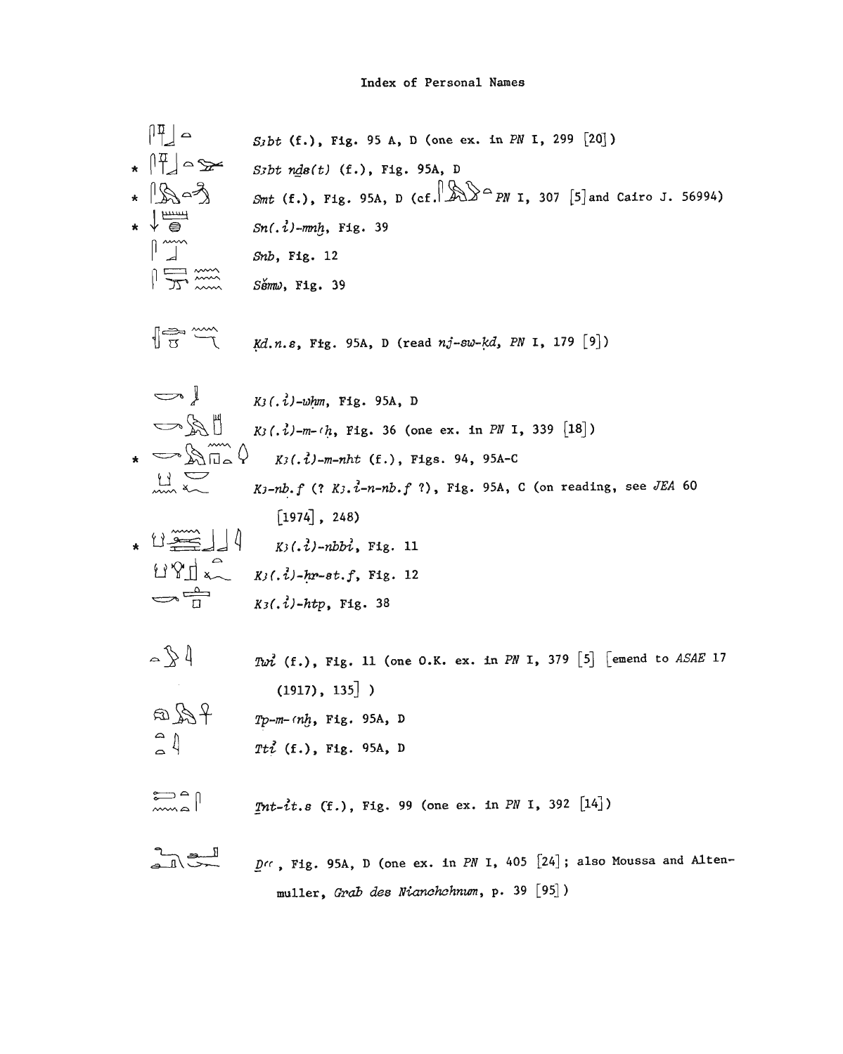# Index of Personal Names

S3bt (f.), Fig. 95 A, D (one ex. in *PN* I, 299 [20])

\* S3bt nḏs(t) (f.), Fig. 95A, D

\* Smt (f.), Fig. 95A, D (cf. *PN* I, 307 [5] and Cairo J. 56994)

\* Sn(.i)-mnḫ, Fig. 39

Snb, Fig. 12

Sšmw, Fig. 39

Ḳd.n.s, Fig. 95A, D (read *nj-sw-ḳd*, *PN* I, 179 [9])

K3(.i)-wḥm, Fig. 95A, D

K3(.i)-m-ʿḥ, Fig. 36 (one ex. in *PN* I, 339 [18])

\* K3(.i)-m-nḫt (f.), Figs. 94, 95A-C

K3-nb.f (? K3.i-n-nb.f ?), Fig. 95A, C (on reading, see *JEA* 60 [1974], 248)

\* K3(.i)-nbbi, Fig. 11

K3(.i)-ḥr-st.f, Fig. 12

K3(.i)-ḥtp, Fig. 38

Twi (f.), Fig. 11 (one O.K. ex. in *PN* I, 379 [5] [emend to *ASAE* 17 (1917), 135] )

Tp-m-ʿnḫ, Fig. 95A, D

Tti (f.), Fig. 95A, D

Ṯnt-it.s (f.), Fig. 99 (one ex. in *PN* I, 392 [14])

Ḏʿʿ, Fig. 95A, D (one ex. in *PN* I, 405 [24]; also Moussa and Altenmuller, *Grab des Nianchchnum*, p. 39 [95])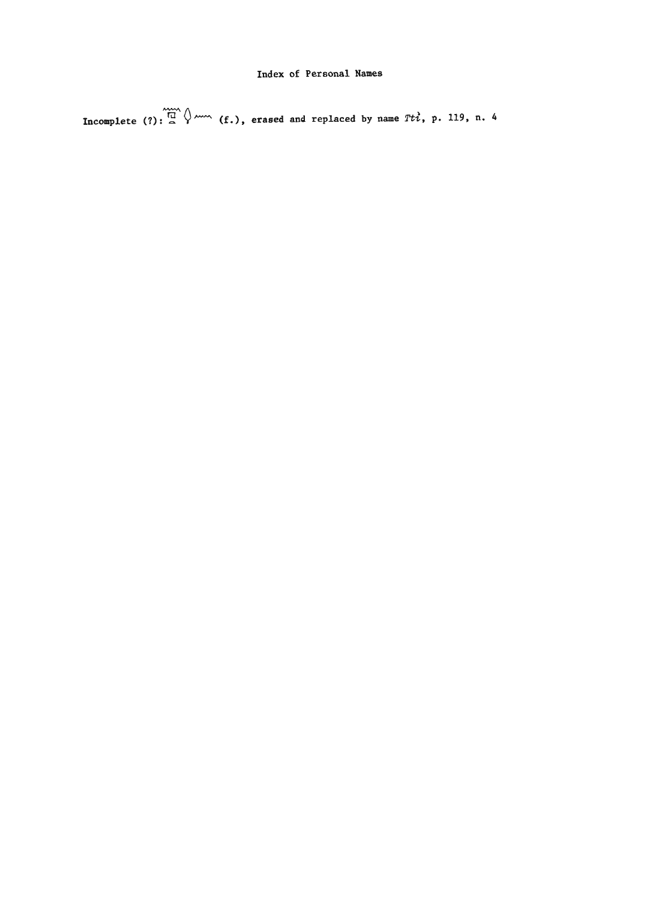Index of Personal Names

Incomplete (?): [hieroglyphs] (f.), erased and replaced by name *Tti͗*, p. 119, n. 4